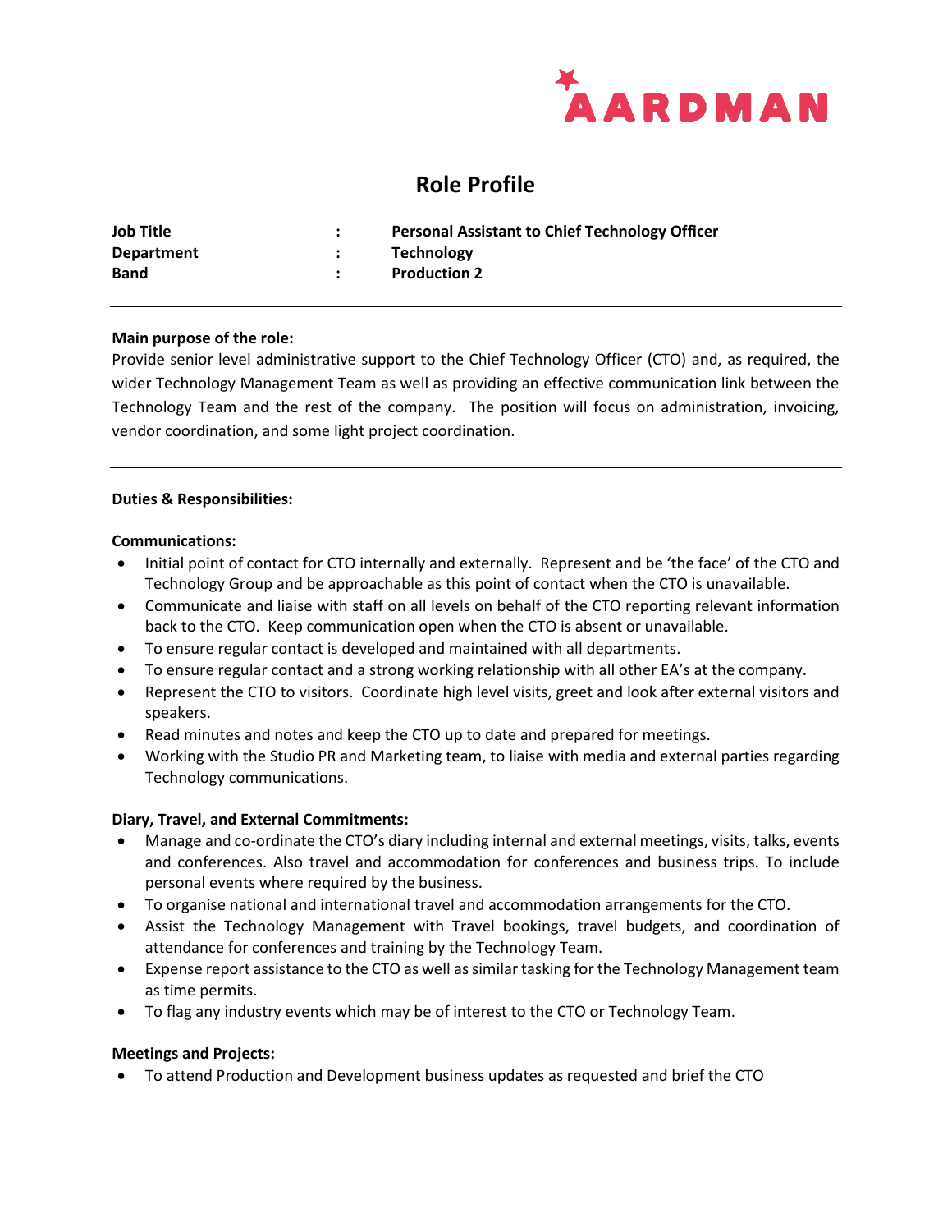AARDMAN

# Role Profile

| | | |
|---|---|---|
| **Job Title** | : | **Personal Assistant to Chief Technology Officer** |
| **Department** | : | **Technology** |
| **Band** | : | **Production 2** |

---

**Main purpose of the role:**

Provide senior level administrative support to the Chief Technology Officer (CTO) and, as required, the wider Technology Management Team as well as providing an effective communication link between the Technology Team and the rest of the company. The position will focus on administration, invoicing, vendor coordination, and some light project coordination.

---

**Duties & Responsibilities:**

**Communications:**

- Initial point of contact for CTO internally and externally. Represent and be 'the face' of the CTO and Technology Group and be approachable as this point of contact when the CTO is unavailable.
- Communicate and liaise with staff on all levels on behalf of the CTO reporting relevant information back to the CTO. Keep communication open when the CTO is absent or unavailable.
- To ensure regular contact is developed and maintained with all departments.
- To ensure regular contact and a strong working relationship with all other EA's at the company.
- Represent the CTO to visitors. Coordinate high level visits, greet and look after external visitors and speakers.
- Read minutes and notes and keep the CTO up to date and prepared for meetings.
- Working with the Studio PR and Marketing team, to liaise with media and external parties regarding Technology communications.

**Diary, Travel, and External Commitments:**

- Manage and co-ordinate the CTO's diary including internal and external meetings, visits, talks, events and conferences. Also travel and accommodation for conferences and business trips. To include personal events where required by the business.
- To organise national and international travel and accommodation arrangements for the CTO.
- Assist the Technology Management with Travel bookings, travel budgets, and coordination of attendance for conferences and training by the Technology Team.
- Expense report assistance to the CTO as well as similar tasking for the Technology Management team as time permits.
- To flag any industry events which may be of interest to the CTO or Technology Team.

**Meetings and Projects:**

- To attend Production and Development business updates as requested and brief the CTO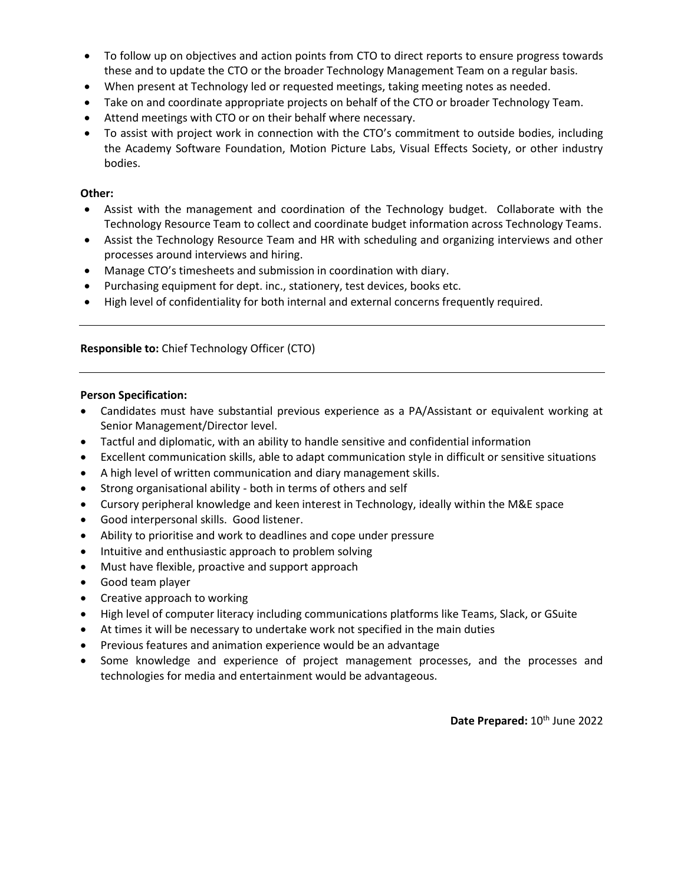- To follow up on objectives and action points from CTO to direct reports to ensure progress towards these and to update the CTO or the broader Technology Management Team on a regular basis.
- When present at Technology led or requested meetings, taking meeting notes as needed.
- Take on and coordinate appropriate projects on behalf of the CTO or broader Technology Team.
- Attend meetings with CTO or on their behalf where necessary.
- To assist with project work in connection with the CTO's commitment to outside bodies, including the Academy Software Foundation, Motion Picture Labs, Visual Effects Society, or other industry bodies.

**Other:**

- Assist with the management and coordination of the Technology budget. Collaborate with the Technology Resource Team to collect and coordinate budget information across Technology Teams.
- Assist the Technology Resource Team and HR with scheduling and organizing interviews and other processes around interviews and hiring.
- Manage CTO's timesheets and submission in coordination with diary.
- Purchasing equipment for dept. inc., stationery, test devices, books etc.
- High level of confidentiality for both internal and external concerns frequently required.

---

**Responsible to:** Chief Technology Officer (CTO)

---

**Person Specification:**

- Candidates must have substantial previous experience as a PA/Assistant or equivalent working at Senior Management/Director level.
- Tactful and diplomatic, with an ability to handle sensitive and confidential information
- Excellent communication skills, able to adapt communication style in difficult or sensitive situations
- A high level of written communication and diary management skills.
- Strong organisational ability - both in terms of others and self
- Cursory peripheral knowledge and keen interest in Technology, ideally within the M&E space
- Good interpersonal skills. Good listener.
- Ability to prioritise and work to deadlines and cope under pressure
- Intuitive and enthusiastic approach to problem solving
- Must have flexible, proactive and support approach
- Good team player
- Creative approach to working
- High level of computer literacy including communications platforms like Teams, Slack, or GSuite
- At times it will be necessary to undertake work not specified in the main duties
- Previous features and animation experience would be an advantage
- Some knowledge and experience of project management processes, and the processes and technologies for media and entertainment would be advantageous.

**Date Prepared:** 10th June 2022